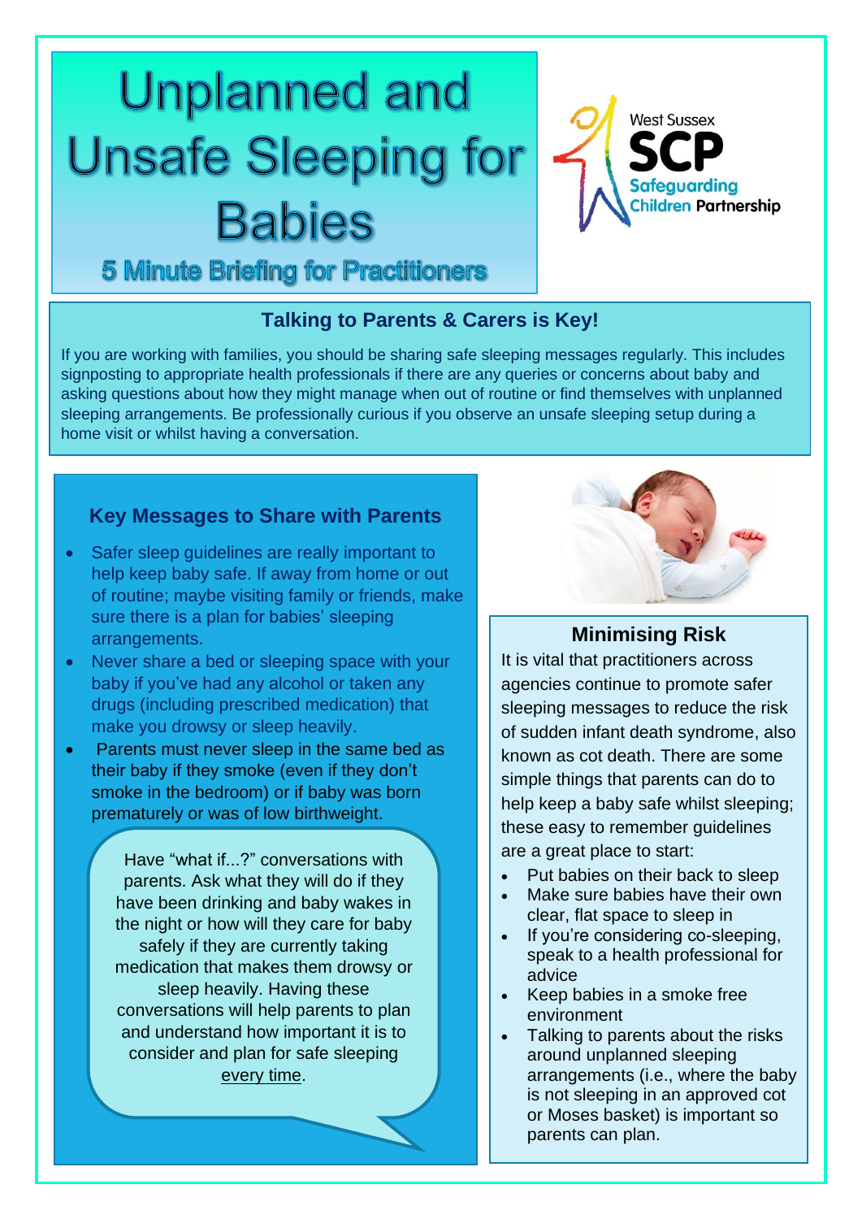# Unplanned and Unsafe Sleeping for Babies

## 5 Minute Briefing for Practitioners

West Sussex SCP Safeguarding Children Partnership

### Talking to Parents & Carers is Key!

If you are working with families, you should be sharing safe sleeping messages regularly. This includes signposting to appropriate health professionals if there are any queries or concerns about baby and asking questions about how they might manage when out of routine or find themselves with unplanned sleeping arrangements. Be professionally curious if you observe an unsafe sleeping setup during a home visit or whilst having a conversation.

### Key Messages to Share with Parents

- Safer sleep guidelines are really important to help keep baby safe. If away from home or out of routine; maybe visiting family or friends, make sure there is a plan for babies' sleeping arrangements.
- Never share a bed or sleeping space with your baby if you've had any alcohol or taken any drugs (including prescribed medication) that make you drowsy or sleep heavily.
- Parents must never sleep in the same bed as their baby if they smoke (even if they don't smoke in the bedroom) or if baby was born prematurely or was of low birthweight.

Have "what if...?" conversations with parents. Ask what they will do if they have been drinking and baby wakes in the night or how will they care for baby safely if they are currently taking medication that makes them drowsy or sleep heavily. Having these conversations will help parents to plan and understand how important it is to consider and plan for safe sleeping every time.

### Minimising Risk

It is vital that practitioners across agencies continue to promote safer sleeping messages to reduce the risk of sudden infant death syndrome, also known as cot death. There are some simple things that parents can do to help keep a baby safe whilst sleeping; these easy to remember guidelines are a great place to start:

- Put babies on their back to sleep
- Make sure babies have their own clear, flat space to sleep in
- If you're considering co-sleeping, speak to a health professional for advice
- Keep babies in a smoke free environment
- Talking to parents about the risks around unplanned sleeping arrangements (i.e., where the baby is not sleeping in an approved cot or Moses basket) is important so parents can plan.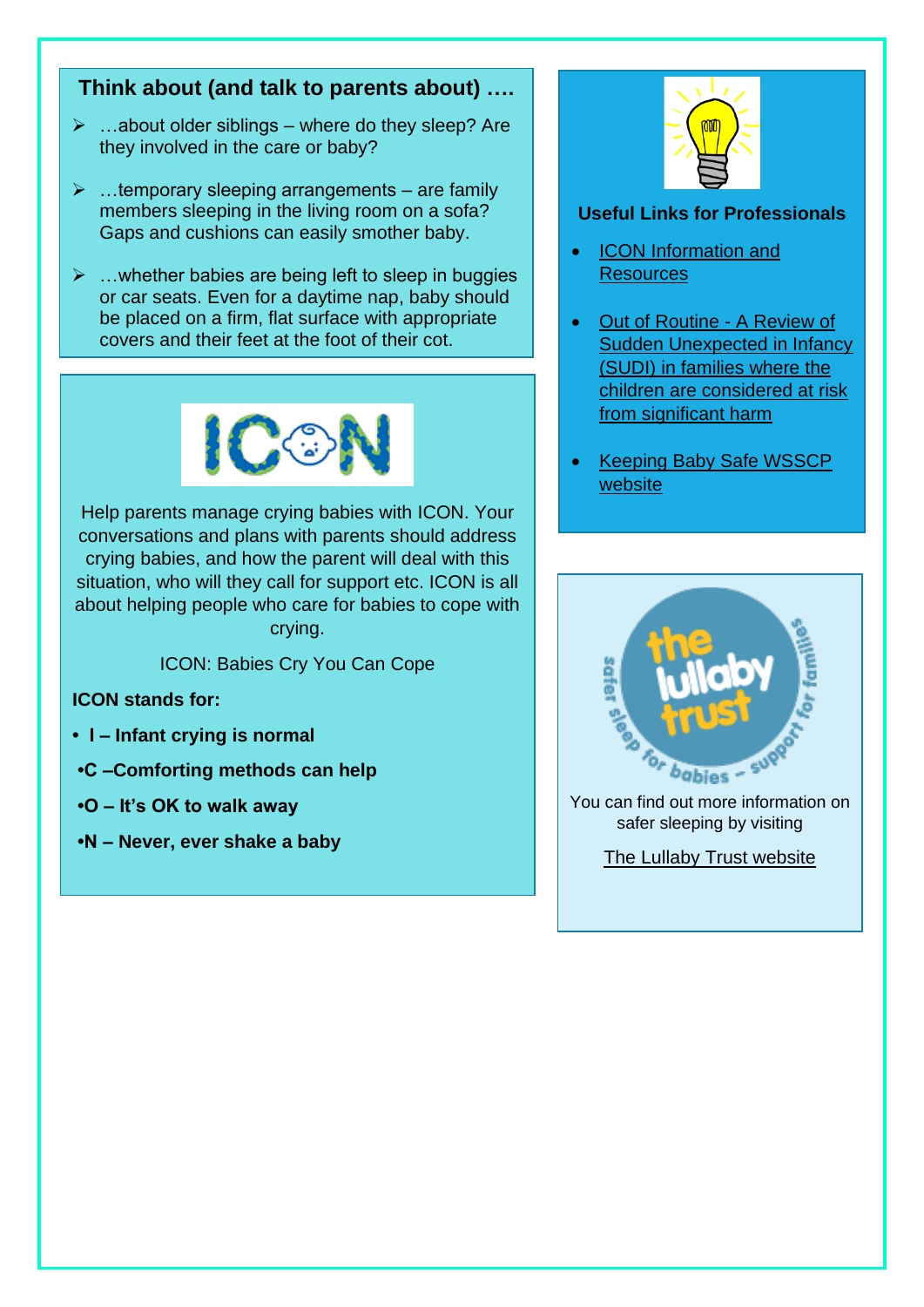## Think about (and talk to parents about) ….

- …about older siblings – where do they sleep? Are they involved in the care or baby?
- …temporary sleeping arrangements – are family members sleeping in the living room on a sofa? Gaps and cushions can easily smother baby.
- …whether babies are being left to sleep in buggies or car seats. Even for a daytime nap, baby should be placed on a firm, flat surface with appropriate covers and their feet at the foot of their cot.

Help parents manage crying babies with ICON. Your conversations and plans with parents should address crying babies, and how the parent will deal with this situation, who will they call for support etc. ICON is all about helping people who care for babies to cope with crying.

ICON: Babies Cry You Can Cope

**ICON stands for:**

- **I – Infant crying is normal**
- **C –Comforting methods can help**
- **O – It's OK to walk away**
- **N – Never, ever shake a baby**

### Useful Links for Professionals

- ICON Information and Resources
- Out of Routine - A Review of Sudden Unexpected in Infancy (SUDI) in families where the children are considered at risk from significant harm
- Keeping Baby Safe WSSCP website

You can find out more information on safer sleeping by visiting

The Lullaby Trust website